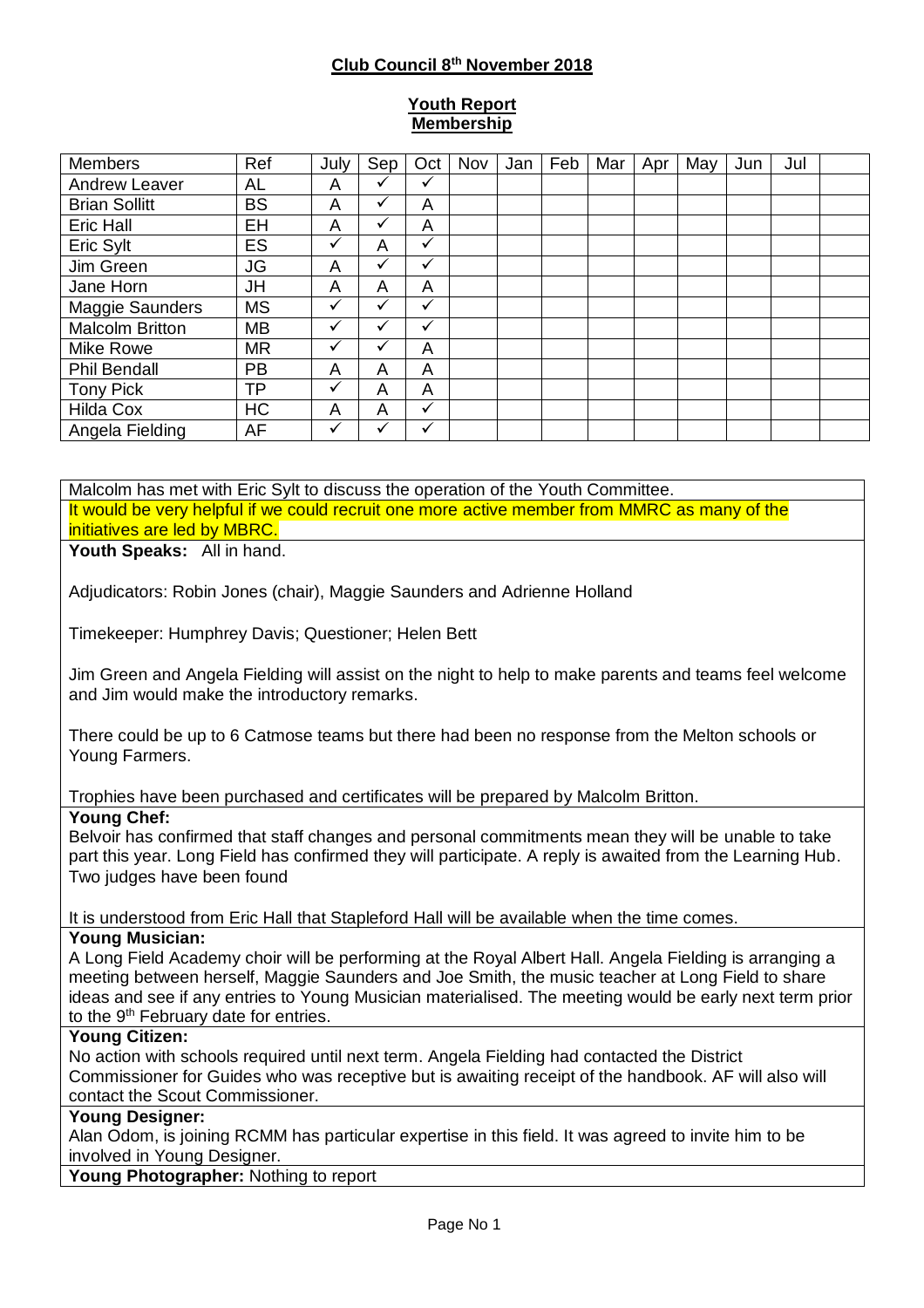**Club Council 8th November 2018**

**Youth Report**
**Membership**

| Members | Ref | July | Sep | Oct | Nov | Jan | Feb | Mar | Apr | May | Jun | Jul | |
|---|---|---|---|---|---|---|---|---|---|---|---|---|---|
| Andrew Leaver | AL | A | ✓ | ✓ | | | | | | | | | |
| Brian Sollitt | BS | A | ✓ | A | | | | | | | | | |
| Eric Hall | EH | A | ✓ | A | | | | | | | | | |
| Eric Sylt | ES | ✓ | A | ✓ | | | | | | | | | |
| Jim Green | JG | A | ✓ | ✓ | | | | | | | | | |
| Jane Horn | JH | A | A | A | | | | | | | | | |
| Maggie Saunders | MS | ✓ | ✓ | ✓ | | | | | | | | | |
| Malcolm Britton | MB | ✓ | ✓ | ✓ | | | | | | | | | |
| Mike Rowe | MR | ✓ | ✓ | A | | | | | | | | | |
| Phil Bendall | PB | A | A | A | | | | | | | | | |
| Tony Pick | TP | ✓ | A | A | | | | | | | | | |
| Hilda Cox | HC | A | A | ✓ | | | | | | | | | |
| Angela Fielding | AF | ✓ | ✓ | ✓ | | | | | | | | | |

Malcolm has met with Eric Sylt to discuss the operation of the Youth Committee.

It would be very helpful if we could recruit one more active member from MMRC as many of the initiatives are led by MBRC.

**Youth Speaks:** All in hand.

Adjudicators: Robin Jones (chair), Maggie Saunders and Adrienne Holland

Timekeeper: Humphrey Davis; Questioner; Helen Bett

Jim Green and Angela Fielding will assist on the night to help to make parents and teams feel welcome and Jim would make the introductory remarks.

There could be up to 6 Catmose teams but there had been no response from the Melton schools or Young Farmers.

Trophies have been purchased and certificates will be prepared by Malcolm Britton.

**Young Chef:**

Belvoir has confirmed that staff changes and personal commitments mean they will be unable to take part this year. Long Field has confirmed they will participate. A reply is awaited from the Learning Hub. Two judges have been found

It is understood from Eric Hall that Stapleford Hall will be available when the time comes.

**Young Musician:**

A Long Field Academy choir will be performing at the Royal Albert Hall. Angela Fielding is arranging a meeting between herself, Maggie Saunders and Joe Smith, the music teacher at Long Field to share ideas and see if any entries to Young Musician materialised. The meeting would be early next term prior to the 9th February date for entries.

**Young Citizen:**

No action with schools required until next term. Angela Fielding had contacted the District Commissioner for Guides who was receptive but is awaiting receipt of the handbook. AF will also will contact the Scout Commissioner.

**Young Designer:**

Alan Odom, is joining RCMM has particular expertise in this field. It was agreed to invite him to be involved in Young Designer.

**Young Photographer:** Nothing to report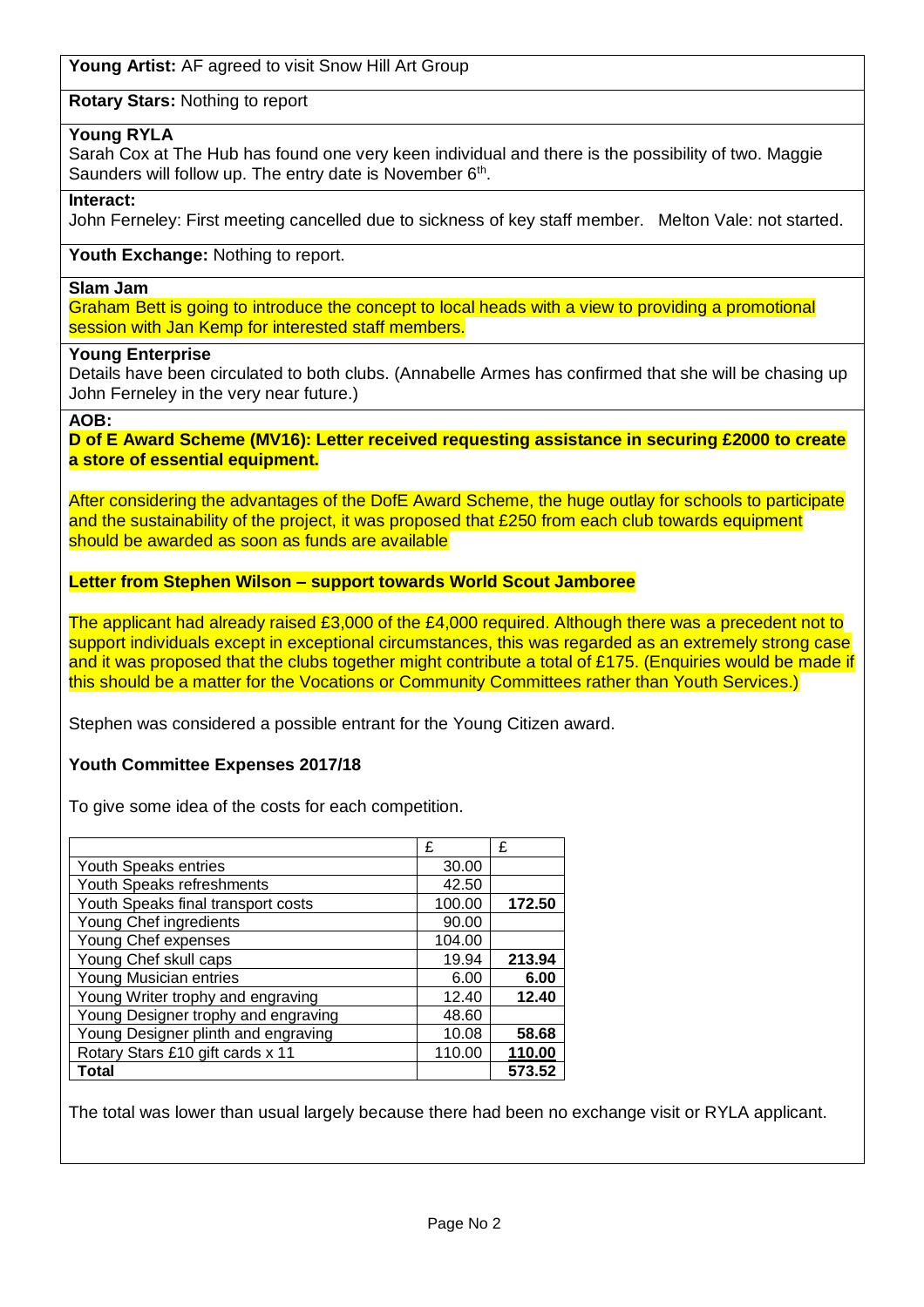**Young Artist:** AF agreed to visit Snow Hill Art Group

**Rotary Stars:** Nothing to report

**Young RYLA**

Sarah Cox at The Hub has found one very keen individual and there is the possibility of two. Maggie Saunders will follow up. The entry date is November 6th.

**Interact:**

John Ferneley: First meeting cancelled due to sickness of key staff member. Melton Vale: not started.

**Youth Exchange:** Nothing to report.

**Slam Jam**

Graham Bett is going to introduce the concept to local heads with a view to providing a promotional session with Jan Kemp for interested staff members.

**Young Enterprise**

Details have been circulated to both clubs. (Annabelle Armes has confirmed that she will be chasing up John Ferneley in the very near future.)

**AOB:**

**D of E Award Scheme (MV16): Letter received requesting assistance in securing £2000 to create a store of essential equipment.**

After considering the advantages of the DofE Award Scheme, the huge outlay for schools to participate and the sustainability of the project, it was proposed that £250 from each club towards equipment should be awarded as soon as funds are available

**Letter from Stephen Wilson – support towards World Scout Jamboree**

The applicant had already raised £3,000 of the £4,000 required. Although there was a precedent not to support individuals except in exceptional circumstances, this was regarded as an extremely strong case and it was proposed that the clubs together might contribute a total of £175. (Enquiries would be made if this should be a matter for the Vocations or Community Committees rather than Youth Services.)

Stephen was considered a possible entrant for the Young Citizen award.

**Youth Committee Expenses 2017/18**

To give some idea of the costs for each competition.

| | £ | £ |
|---|---|---|
| Youth Speaks entries | 30.00 | |
| Youth Speaks refreshments | 42.50 | |
| Youth Speaks final transport costs | 100.00 | **172.50** |
| Young Chef ingredients | 90.00 | |
| Young Chef expenses | 104.00 | |
| Young Chef skull caps | 19.94 | **213.94** |
| Young Musician entries | 6.00 | **6.00** |
| Young Writer trophy and engraving | 12.40 | **12.40** |
| Young Designer trophy and engraving | 48.60 | |
| Young Designer plinth and engraving | 10.08 | **58.68** |
| Rotary Stars £10 gift cards x 11 | 110.00 | **110.00** |
| **Total** | | **573.52** |

The total was lower than usual largely because there had been no exchange visit or RYLA applicant.